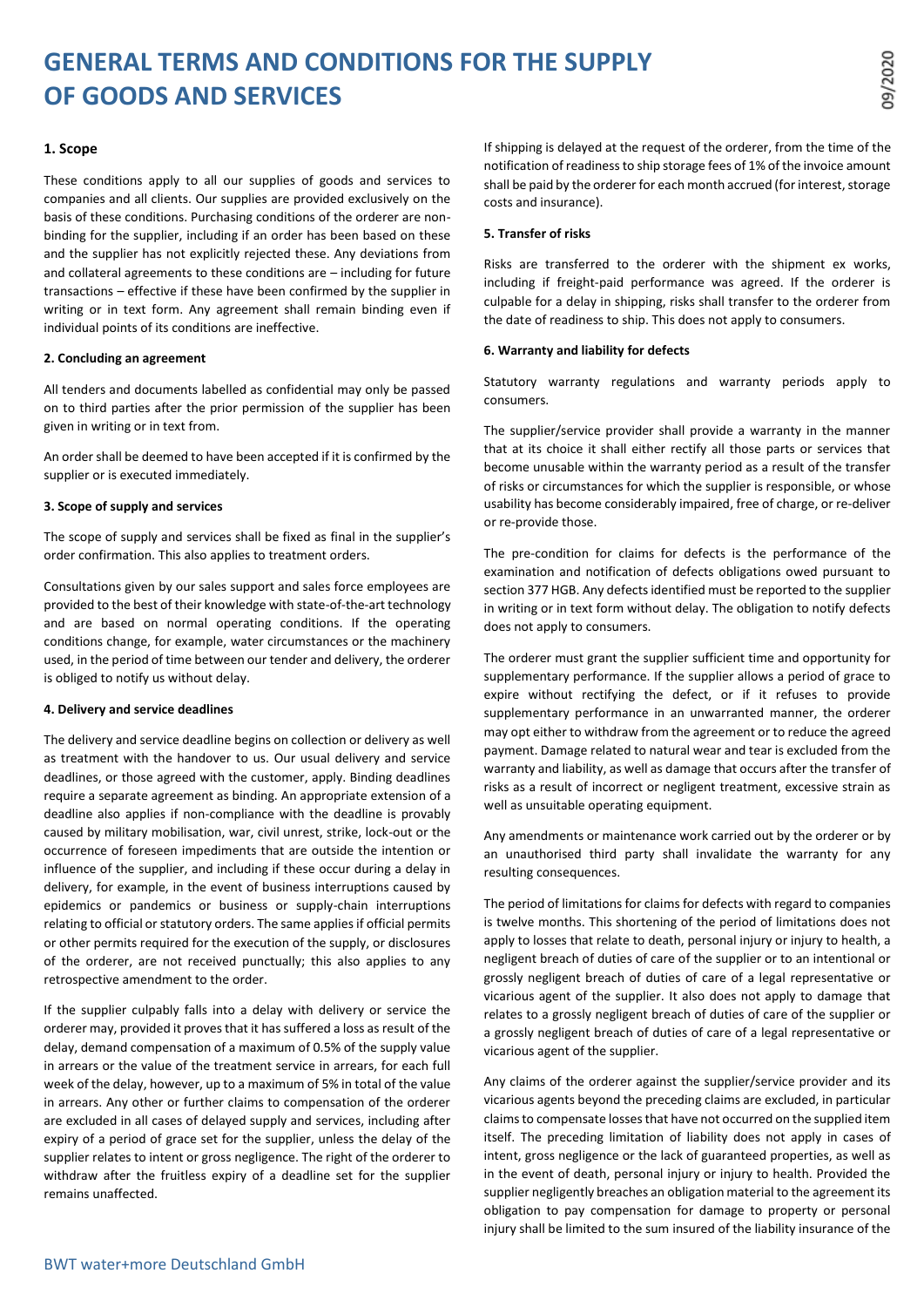# GENERAL TERMS AND CONDITIONS FOR THE SUPPLY OF GOODS AND SERVICES

**1. Scope**

These conditions apply to all our supplies of goods and services to companies and all clients. Our supplies are provided exclusively on the basis of these conditions. Purchasing conditions of the orderer are non-binding for the supplier, including if an order has been based on these and the supplier has not explicitly rejected these. Any deviations from and collateral agreements to these conditions are – including for future transactions – effective if these have been confirmed by the supplier in writing or in text form. Any agreement shall remain binding even if individual points of its conditions are ineffective.

**2. Concluding an agreement**

All tenders and documents labelled as confidential may only be passed on to third parties after the prior permission of the supplier has been given in writing or in text from.

An order shall be deemed to have been accepted if it is confirmed by the supplier or is executed immediately.

**3. Scope of supply and services**

The scope of supply and services shall be fixed as final in the supplier's order confirmation. This also applies to treatment orders.

Consultations given by our sales support and sales force employees are provided to the best of their knowledge with state-of-the-art technology and are based on normal operating conditions. If the operating conditions change, for example, water circumstances or the machinery used, in the period of time between our tender and delivery, the orderer is obliged to notify us without delay.

**4. Delivery and service deadlines**

The delivery and service deadline begins on collection or delivery as well as treatment with the handover to us. Our usual delivery and service deadlines, or those agreed with the customer, apply. Binding deadlines require a separate agreement as binding. An appropriate extension of a deadline also applies if non-compliance with the deadline is provably caused by military mobilisation, war, civil unrest, strike, lock-out or the occurrence of foreseen impediments that are outside the intention or influence of the supplier, and including if these occur during a delay in delivery, for example, in the event of business interruptions caused by epidemics or pandemics or business or supply-chain interruptions relating to official or statutory orders. The same applies if official permits or other permits required for the execution of the supply, or disclosures of the orderer, are not received punctually; this also applies to any retrospective amendment to the order.

If the supplier culpably falls into a delay with delivery or service the orderer may, provided it proves that it has suffered a loss as result of the delay, demand compensation of a maximum of 0.5% of the supply value in arrears or the value of the treatment service in arrears, for each full week of the delay, however, up to a maximum of 5% in total of the value in arrears. Any other or further claims to compensation of the orderer are excluded in all cases of delayed supply and services, including after expiry of a period of grace set for the supplier, unless the delay of the supplier relates to intent or gross negligence. The right of the orderer to withdraw after the fruitless expiry of a deadline set for the supplier remains unaffected.

If shipping is delayed at the request of the orderer, from the time of the notification of readiness to ship storage fees of 1% of the invoice amount shall be paid by the orderer for each month accrued (for interest, storage costs and insurance).

**5. Transfer of risks**

Risks are transferred to the orderer with the shipment ex works, including if freight-paid performance was agreed. If the orderer is culpable for a delay in shipping, risks shall transfer to the orderer from the date of readiness to ship. This does not apply to consumers.

**6. Warranty and liability for defects**

Statutory warranty regulations and warranty periods apply to consumers.

The supplier/service provider shall provide a warranty in the manner that at its choice it shall either rectify all those parts or services that become unusable within the warranty period as a result of the transfer of risks or circumstances for which the supplier is responsible, or whose usability has become considerably impaired, free of charge, or re-deliver or re-provide those.

The pre-condition for claims for defects is the performance of the examination and notification of defects obligations owed pursuant to section 377 HGB. Any defects identified must be reported to the supplier in writing or in text form without delay. The obligation to notify defects does not apply to consumers.

The orderer must grant the supplier sufficient time and opportunity for supplementary performance. If the supplier allows a period of grace to expire without rectifying the defect, or if it refuses to provide supplementary performance in an unwarranted manner, the orderer may opt either to withdraw from the agreement or to reduce the agreed payment. Damage related to natural wear and tear is excluded from the warranty and liability, as well as damage that occurs after the transfer of risks as a result of incorrect or negligent treatment, excessive strain as well as unsuitable operating equipment.

Any amendments or maintenance work carried out by the orderer or by an unauthorised third party shall invalidate the warranty for any resulting consequences.

The period of limitations for claims for defects with regard to companies is twelve months. This shortening of the period of limitations does not apply to losses that relate to death, personal injury or injury to health, a negligent breach of duties of care of the supplier or to an intentional or grossly negligent breach of duties of care of a legal representative or vicarious agent of the supplier. It also does not apply to damage that relates to a grossly negligent breach of duties of care of the supplier or a grossly negligent breach of duties of care of a legal representative or vicarious agent of the supplier.

Any claims of the orderer against the supplier/service provider and its vicarious agents beyond the preceding claims are excluded, in particular claims to compensate losses that have not occurred on the supplied item itself. The preceding limitation of liability does not apply in cases of intent, gross negligence or the lack of guaranteed properties, as well as in the event of death, personal injury or injury to health. Provided the supplier negligently breaches an obligation material to the agreement its obligation to pay compensation for damage to property or personal injury shall be limited to the sum insured of the liability insurance of the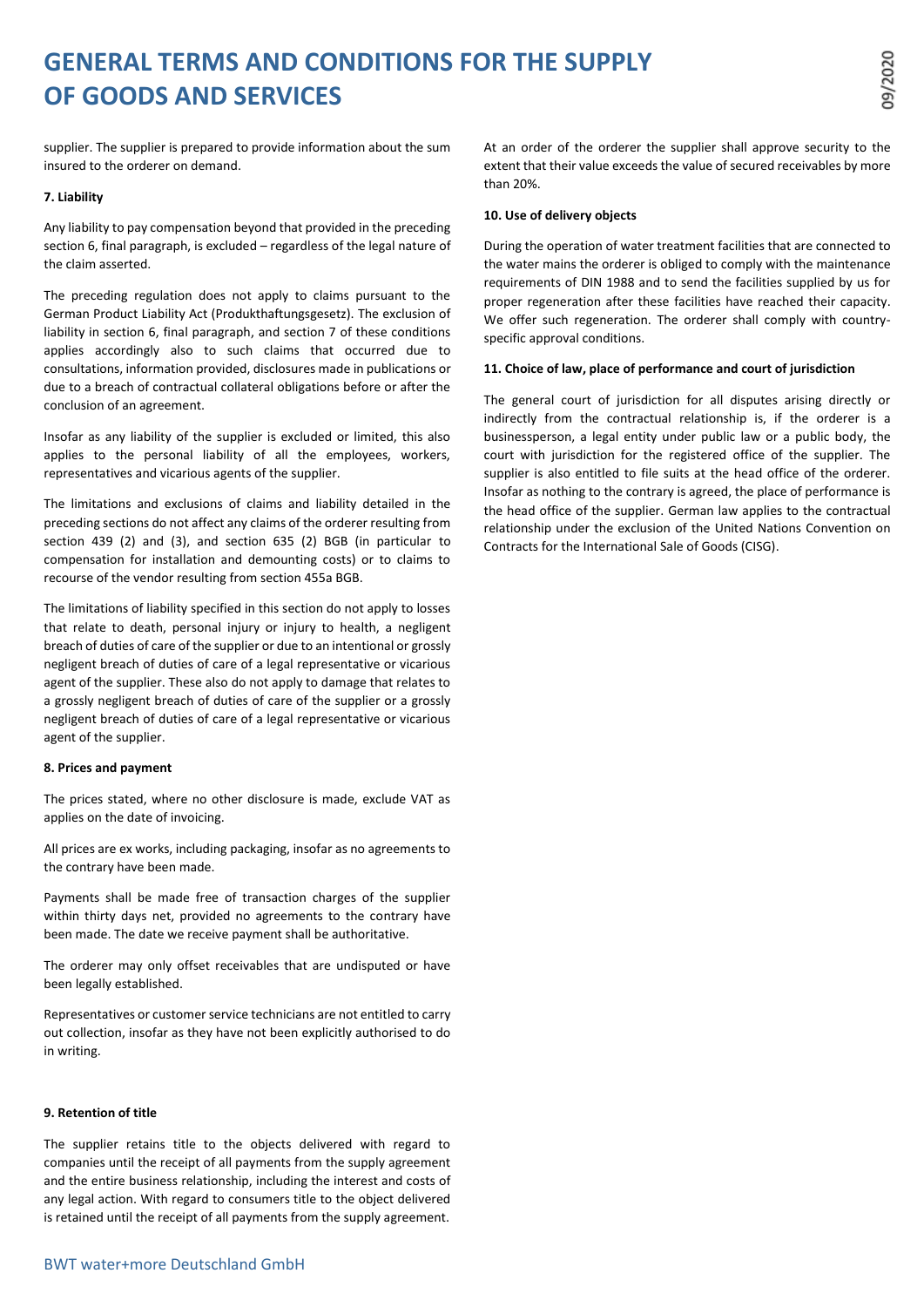# GENERAL TERMS AND CONDITIONS FOR THE SUPPLY OF GOODS AND SERVICES

supplier. The supplier is prepared to provide information about the sum insured to the orderer on demand.

**7. Liability**

Any liability to pay compensation beyond that provided in the preceding section 6, final paragraph, is excluded – regardless of the legal nature of the claim asserted.

The preceding regulation does not apply to claims pursuant to the German Product Liability Act (Produkthaftungsgesetz). The exclusion of liability in section 6, final paragraph, and section 7 of these conditions applies accordingly also to such claims that occurred due to consultations, information provided, disclosures made in publications or due to a breach of contractual collateral obligations before or after the conclusion of an agreement.

Insofar as any liability of the supplier is excluded or limited, this also applies to the personal liability of all the employees, workers, representatives and vicarious agents of the supplier.

The limitations and exclusions of claims and liability detailed in the preceding sections do not affect any claims of the orderer resulting from section 439 (2) and (3), and section 635 (2) BGB (in particular to compensation for installation and demounting costs) or to claims to recourse of the vendor resulting from section 455a BGB.

The limitations of liability specified in this section do not apply to losses that relate to death, personal injury or injury to health, a negligent breach of duties of care of the supplier or due to an intentional or grossly negligent breach of duties of care of a legal representative or vicarious agent of the supplier. These also do not apply to damage that relates to a grossly negligent breach of duties of care of the supplier or a grossly negligent breach of duties of care of a legal representative or vicarious agent of the supplier.

**8. Prices and payment**

The prices stated, where no other disclosure is made, exclude VAT as applies on the date of invoicing.

All prices are ex works, including packaging, insofar as no agreements to the contrary have been made.

Payments shall be made free of transaction charges of the supplier within thirty days net, provided no agreements to the contrary have been made. The date we receive payment shall be authoritative.

The orderer may only offset receivables that are undisputed or have been legally established.

Representatives or customer service technicians are not entitled to carry out collection, insofar as they have not been explicitly authorised to do in writing.

**9. Retention of title**

The supplier retains title to the objects delivered with regard to companies until the receipt of all payments from the supply agreement and the entire business relationship, including the interest and costs of any legal action. With regard to consumers title to the object delivered is retained until the receipt of all payments from the supply agreement.

At an order of the orderer the supplier shall approve security to the extent that their value exceeds the value of secured receivables by more than 20%.

**10. Use of delivery objects**

During the operation of water treatment facilities that are connected to the water mains the orderer is obliged to comply with the maintenance requirements of DIN 1988 and to send the facilities supplied by us for proper regeneration after these facilities have reached their capacity. We offer such regeneration. The orderer shall comply with country-specific approval conditions.

**11. Choice of law, place of performance and court of jurisdiction**

The general court of jurisdiction for all disputes arising directly or indirectly from the contractual relationship is, if the orderer is a businessperson, a legal entity under public law or a public body, the court with jurisdiction for the registered office of the supplier. The supplier is also entitled to file suits at the head office of the orderer. Insofar as nothing to the contrary is agreed, the place of performance is the head office of the supplier. German law applies to the contractual relationship under the exclusion of the United Nations Convention on Contracts for the International Sale of Goods (CISG).